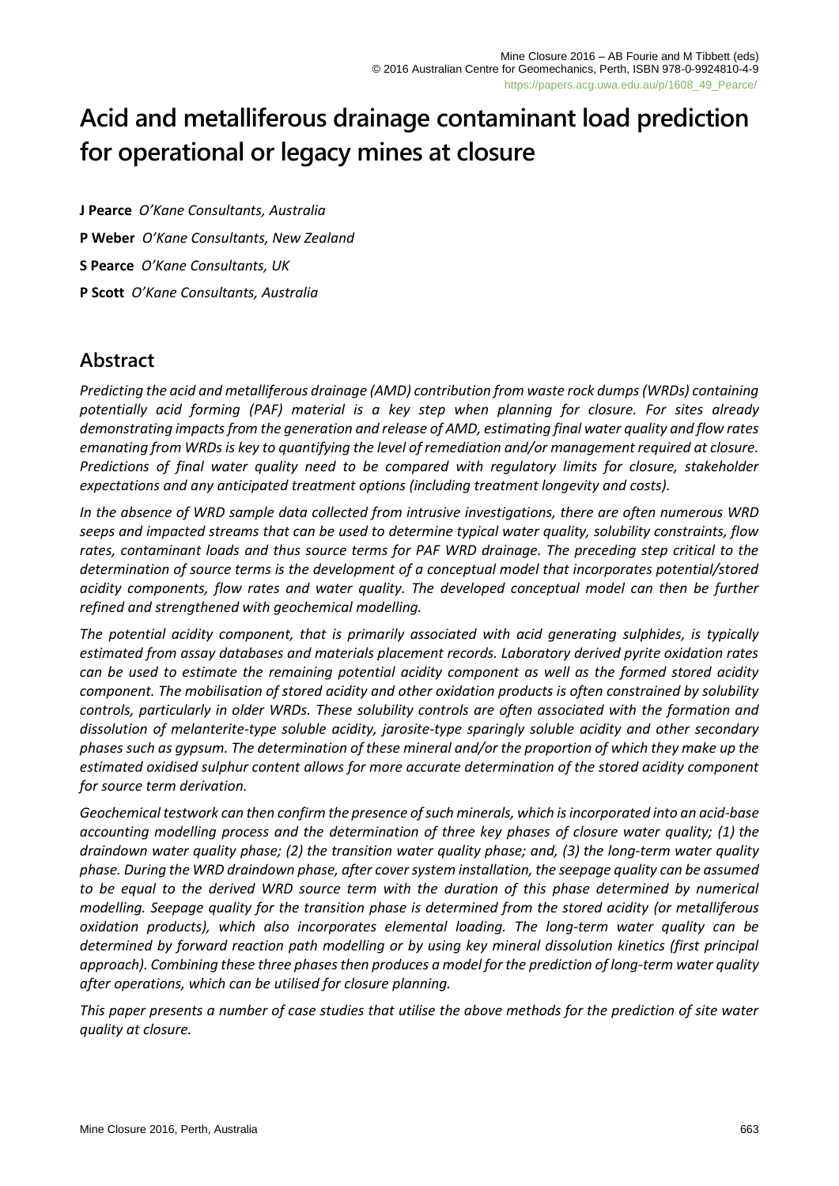# Acid and metalliferous drainage contaminant load prediction for operational or legacy mines at closure

**J Pearce** *O'Kane Consultants, Australia*

**P Weber** *O'Kane Consultants, New Zealand*

**S Pearce** *O'Kane Consultants, UK*

**P Scott** *O'Kane Consultants, Australia*

## Abstract

*Predicting the acid and metalliferous drainage (AMD) contribution from waste rock dumps (WRDs) containing potentially acid forming (PAF) material is a key step when planning for closure. For sites already demonstrating impacts from the generation and release of AMD, estimating final water quality and flow rates emanating from WRDs is key to quantifying the level of remediation and/or management required at closure. Predictions of final water quality need to be compared with regulatory limits for closure, stakeholder expectations and any anticipated treatment options (including treatment longevity and costs).*

*In the absence of WRD sample data collected from intrusive investigations, there are often numerous WRD seeps and impacted streams that can be used to determine typical water quality, solubility constraints, flow rates, contaminant loads and thus source terms for PAF WRD drainage. The preceding step critical to the determination of source terms is the development of a conceptual model that incorporates potential/stored acidity components, flow rates and water quality. The developed conceptual model can then be further refined and strengthened with geochemical modelling.*

*The potential acidity component, that is primarily associated with acid generating sulphides, is typically estimated from assay databases and materials placement records. Laboratory derived pyrite oxidation rates can be used to estimate the remaining potential acidity component as well as the formed stored acidity component. The mobilisation of stored acidity and other oxidation products is often constrained by solubility controls, particularly in older WRDs. These solubility controls are often associated with the formation and dissolution of melanterite-type soluble acidity, jarosite-type sparingly soluble acidity and other secondary phases such as gypsum. The determination of these mineral and/or the proportion of which they make up the estimated oxidised sulphur content allows for more accurate determination of the stored acidity component for source term derivation.*

*Geochemical testwork can then confirm the presence of such minerals, which is incorporated into an acid-base accounting modelling process and the determination of three key phases of closure water quality; (1) the draindown water quality phase; (2) the transition water quality phase; and, (3) the long-term water quality phase. During the WRD draindown phase, after cover system installation, the seepage quality can be assumed to be equal to the derived WRD source term with the duration of this phase determined by numerical modelling. Seepage quality for the transition phase is determined from the stored acidity (or metalliferous oxidation products), which also incorporates elemental loading. The long-term water quality can be determined by forward reaction path modelling or by using key mineral dissolution kinetics (first principal approach). Combining these three phases then produces a model for the prediction of long-term water quality after operations, which can be utilised for closure planning.*

*This paper presents a number of case studies that utilise the above methods for the prediction of site water quality at closure.*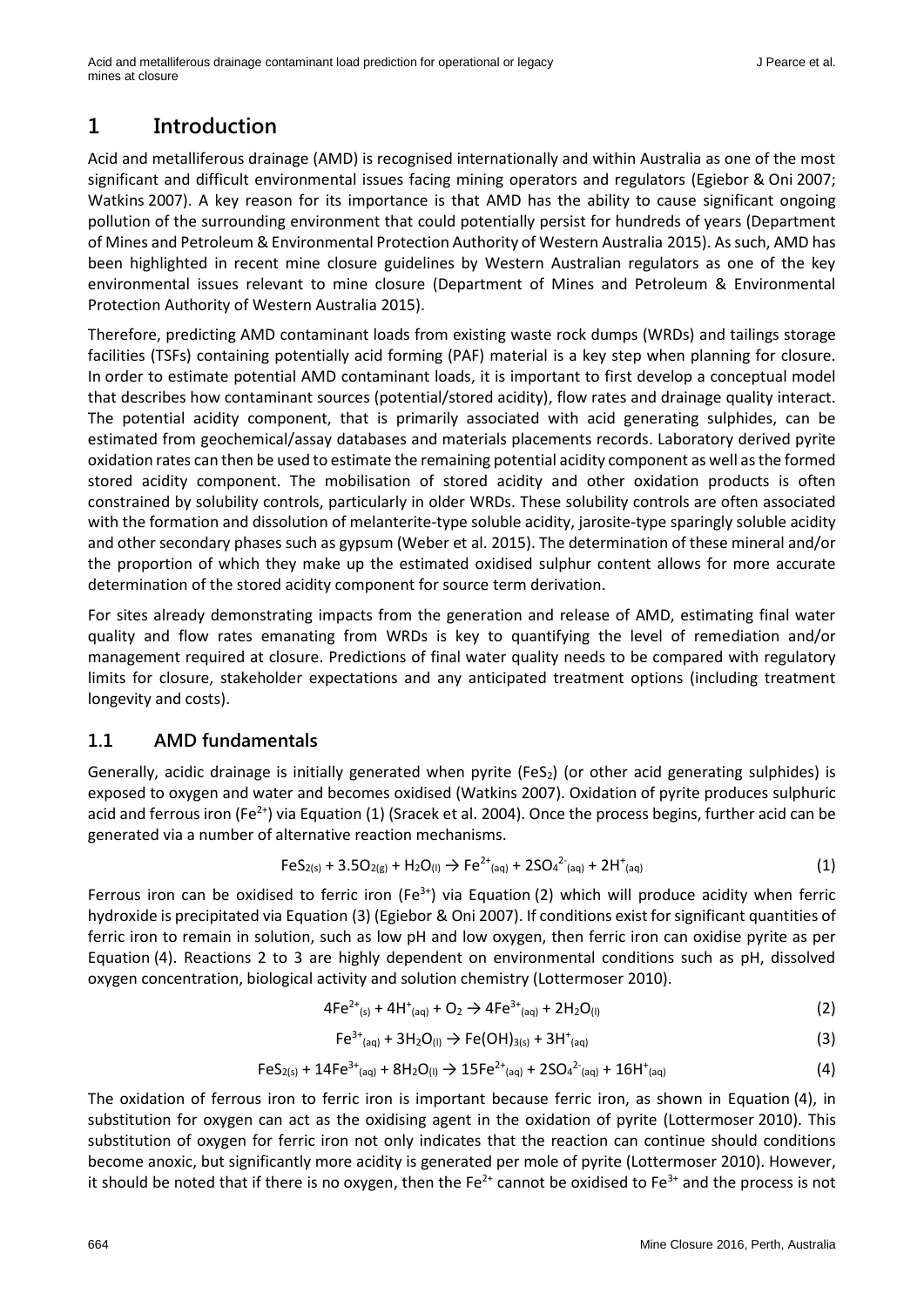# 1 Introduction

Acid and metalliferous drainage (AMD) is recognised internationally and within Australia as one of the most significant and difficult environmental issues facing mining operators and regulators (Egiebor & Oni 2007; Watkins 2007). A key reason for its importance is that AMD has the ability to cause significant ongoing pollution of the surrounding environment that could potentially persist for hundreds of years (Department of Mines and Petroleum & Environmental Protection Authority of Western Australia 2015). As such, AMD has been highlighted in recent mine closure guidelines by Western Australian regulators as one of the key environmental issues relevant to mine closure (Department of Mines and Petroleum & Environmental Protection Authority of Western Australia 2015).

Therefore, predicting AMD contaminant loads from existing waste rock dumps (WRDs) and tailings storage facilities (TSFs) containing potentially acid forming (PAF) material is a key step when planning for closure. In order to estimate potential AMD contaminant loads, it is important to first develop a conceptual model that describes how contaminant sources (potential/stored acidity), flow rates and drainage quality interact. The potential acidity component, that is primarily associated with acid generating sulphides, can be estimated from geochemical/assay databases and materials placements records. Laboratory derived pyrite oxidation rates can then be used to estimate the remaining potential acidity component as well as the formed stored acidity component. The mobilisation of stored acidity and other oxidation products is often constrained by solubility controls, particularly in older WRDs. These solubility controls are often associated with the formation and dissolution of melanterite-type soluble acidity, jarosite-type sparingly soluble acidity and other secondary phases such as gypsum (Weber et al. 2015). The determination of these mineral and/or the proportion of which they make up the estimated oxidised sulphur content allows for more accurate determination of the stored acidity component for source term derivation.

For sites already demonstrating impacts from the generation and release of AMD, estimating final water quality and flow rates emanating from WRDs is key to quantifying the level of remediation and/or management required at closure. Predictions of final water quality needs to be compared with regulatory limits for closure, stakeholder expectations and any anticipated treatment options (including treatment longevity and costs).

## 1.1 AMD fundamentals

Generally, acidic drainage is initially generated when pyrite ($FeS_2$) (or other acid generating sulphides) is exposed to oxygen and water and becomes oxidised (Watkins 2007). Oxidation of pyrite produces sulphuric acid and ferrous iron ($Fe^{2+}$) via Equation (1) (Sracek et al. 2004). Once the process begins, further acid can be generated via a number of alternative reaction mechanisms.

$$FeS_{2(s)} + 3.5O_{2(g)} + H_2O_{(l)} \rightarrow Fe^{2+}_{(aq)} + 2SO_4^{2-}{}_{(aq)} + 2H^+_{(aq)} \quad (1)$$

Ferrous iron can be oxidised to ferric iron ($Fe^{3+}$) via Equation (2) which will produce acidity when ferric hydroxide is precipitated via Equation (3) (Egiebor & Oni 2007). If conditions exist for significant quantities of ferric iron to remain in solution, such as low pH and low oxygen, then ferric iron can oxidise pyrite as per Equation (4). Reactions 2 to 3 are highly dependent on environmental conditions such as pH, dissolved oxygen concentration, biological activity and solution chemistry (Lottermoser 2010).

$$4Fe^{2+}_{(s)} + 4H^+_{(aq)} + O_2 \rightarrow 4Fe^{3+}_{(aq)} + 2H_2O_{(l)} \quad (2)$$

$$Fe^{3+}_{(aq)} + 3H_2O_{(l)} \rightarrow Fe(OH)_{3(s)} + 3H^+_{(aq)} \quad (3)$$

$$FeS_{2(s)} + 14Fe^{3+}_{(aq)} + 8H_2O_{(l)} \rightarrow 15Fe^{2+}_{(aq)} + 2SO_4^{2-}{}_{(aq)} + 16H^+_{(aq)} \quad (4)$$

The oxidation of ferrous iron to ferric iron is important because ferric iron, as shown in Equation (4), in substitution for oxygen can act as the oxidising agent in the oxidation of pyrite (Lottermoser 2010). This substitution of oxygen for ferric iron not only indicates that the reaction can continue should conditions become anoxic, but significantly more acidity is generated per mole of pyrite (Lottermoser 2010). However, it should be noted that if there is no oxygen, then the $Fe^{2+}$ cannot be oxidised to $Fe^{3+}$ and the process is not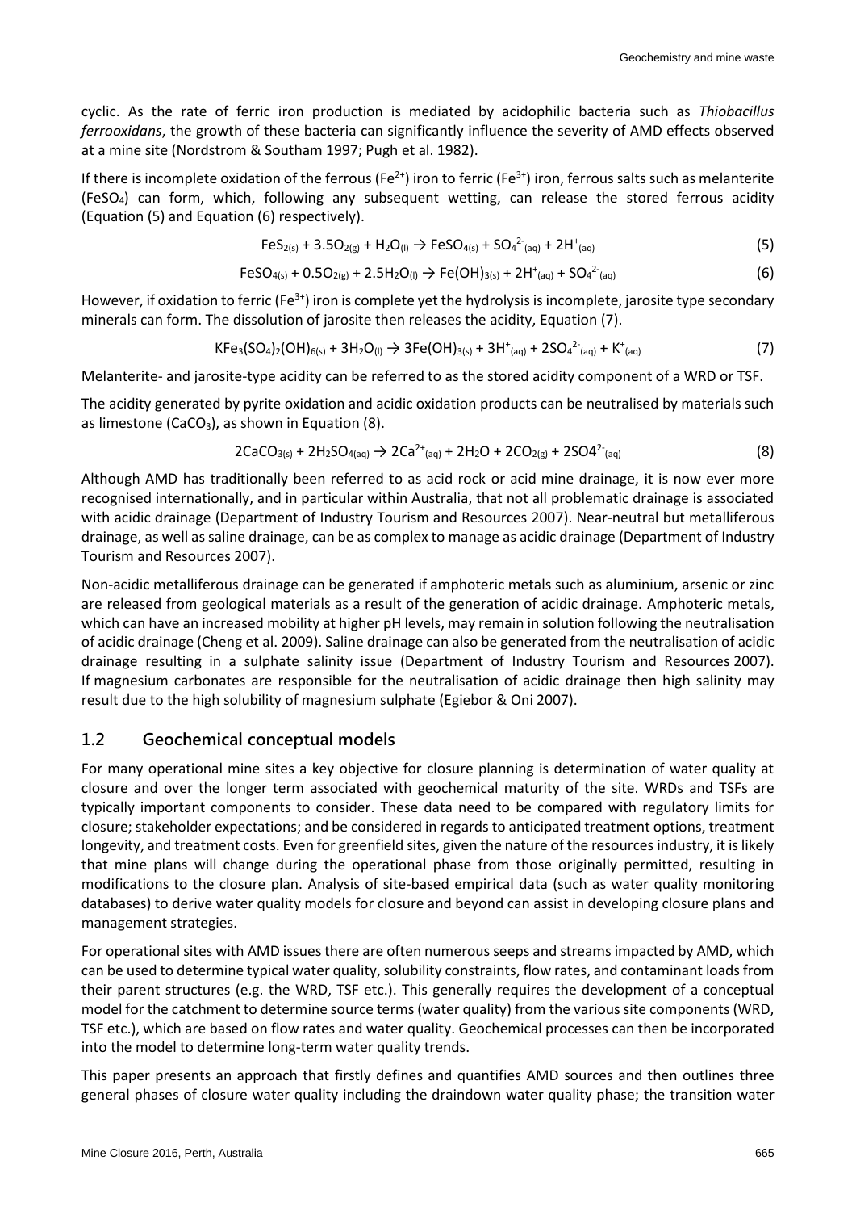cyclic. As the rate of ferric iron production is mediated by acidophilic bacteria such as *Thiobacillus ferrooxidans*, the growth of these bacteria can significantly influence the severity of AMD effects observed at a mine site (Nordstrom & Southam 1997; Pugh et al. 1982).

If there is incomplete oxidation of the ferrous ($Fe^{2+}$) iron to ferric ($Fe^{3+}$) iron, ferrous salts such as melanterite ($FeSO_4$) can form, which, following any subsequent wetting, can release the stored ferrous acidity (Equation (5) and Equation (6) respectively).

$$FeS_{2(s)} + 3.5O_{2(g)} + H_2O_{(l)} \rightarrow FeSO_{4(s)} + SO_4^{2-}{}_{(aq)} + 2H^+_{(aq)} \tag{5}$$

$$FeSO_{4(s)} + 0.5O_{2(g)} + 2.5H_2O_{(l)} \rightarrow Fe(OH)_{3(s)} + 2H^+_{(aq)} + SO_4^{2-}{}_{(aq)} \tag{6}$$

However, if oxidation to ferric ($Fe^{3+}$) iron is complete yet the hydrolysis is incomplete, jarosite type secondary minerals can form. The dissolution of jarosite then releases the acidity, Equation (7).

$$KFe_3(SO_4)_2(OH)_{6(s)} + 3H_2O_{(l)} \rightarrow 3Fe(OH)_{3(s)} + 3H^+_{(aq)} + 2SO_4^{2-}{}_{(aq)} + K^+_{(aq)} \tag{7}$$

Melanterite- and jarosite-type acidity can be referred to as the stored acidity component of a WRD or TSF.

The acidity generated by pyrite oxidation and acidic oxidation products can be neutralised by materials such as limestone ($CaCO_3$), as shown in Equation (8).

$$2CaCO_{3(s)} + 2H_2SO_{4(aq)} \rightarrow 2Ca^{2+}_{(aq)} + 2H_2O + 2CO_{2(g)} + 2SO4^{2-}_{(aq)} \tag{8}$$

Although AMD has traditionally been referred to as acid rock or acid mine drainage, it is now ever more recognised internationally, and in particular within Australia, that not all problematic drainage is associated with acidic drainage (Department of Industry Tourism and Resources 2007). Near-neutral but metalliferous drainage, as well as saline drainage, can be as complex to manage as acidic drainage (Department of Industry Tourism and Resources 2007).

Non-acidic metalliferous drainage can be generated if amphoteric metals such as aluminium, arsenic or zinc are released from geological materials as a result of the generation of acidic drainage. Amphoteric metals, which can have an increased mobility at higher pH levels, may remain in solution following the neutralisation of acidic drainage (Cheng et al. 2009). Saline drainage can also be generated from the neutralisation of acidic drainage resulting in a sulphate salinity issue (Department of Industry Tourism and Resources 2007). If magnesium carbonates are responsible for the neutralisation of acidic drainage then high salinity may result due to the high solubility of magnesium sulphate (Egiebor & Oni 2007).

## 1.2 Geochemical conceptual models

For many operational mine sites a key objective for closure planning is determination of water quality at closure and over the longer term associated with geochemical maturity of the site. WRDs and TSFs are typically important components to consider. These data need to be compared with regulatory limits for closure; stakeholder expectations; and be considered in regards to anticipated treatment options, treatment longevity, and treatment costs. Even for greenfield sites, given the nature of the resources industry, it is likely that mine plans will change during the operational phase from those originally permitted, resulting in modifications to the closure plan. Analysis of site-based empirical data (such as water quality monitoring databases) to derive water quality models for closure and beyond can assist in developing closure plans and management strategies.

For operational sites with AMD issues there are often numerous seeps and streams impacted by AMD, which can be used to determine typical water quality, solubility constraints, flow rates, and contaminant loads from their parent structures (e.g. the WRD, TSF etc.). This generally requires the development of a conceptual model for the catchment to determine source terms (water quality) from the various site components (WRD, TSF etc.), which are based on flow rates and water quality. Geochemical processes can then be incorporated into the model to determine long-term water quality trends.

This paper presents an approach that firstly defines and quantifies AMD sources and then outlines three general phases of closure water quality including the draindown water quality phase; the transition water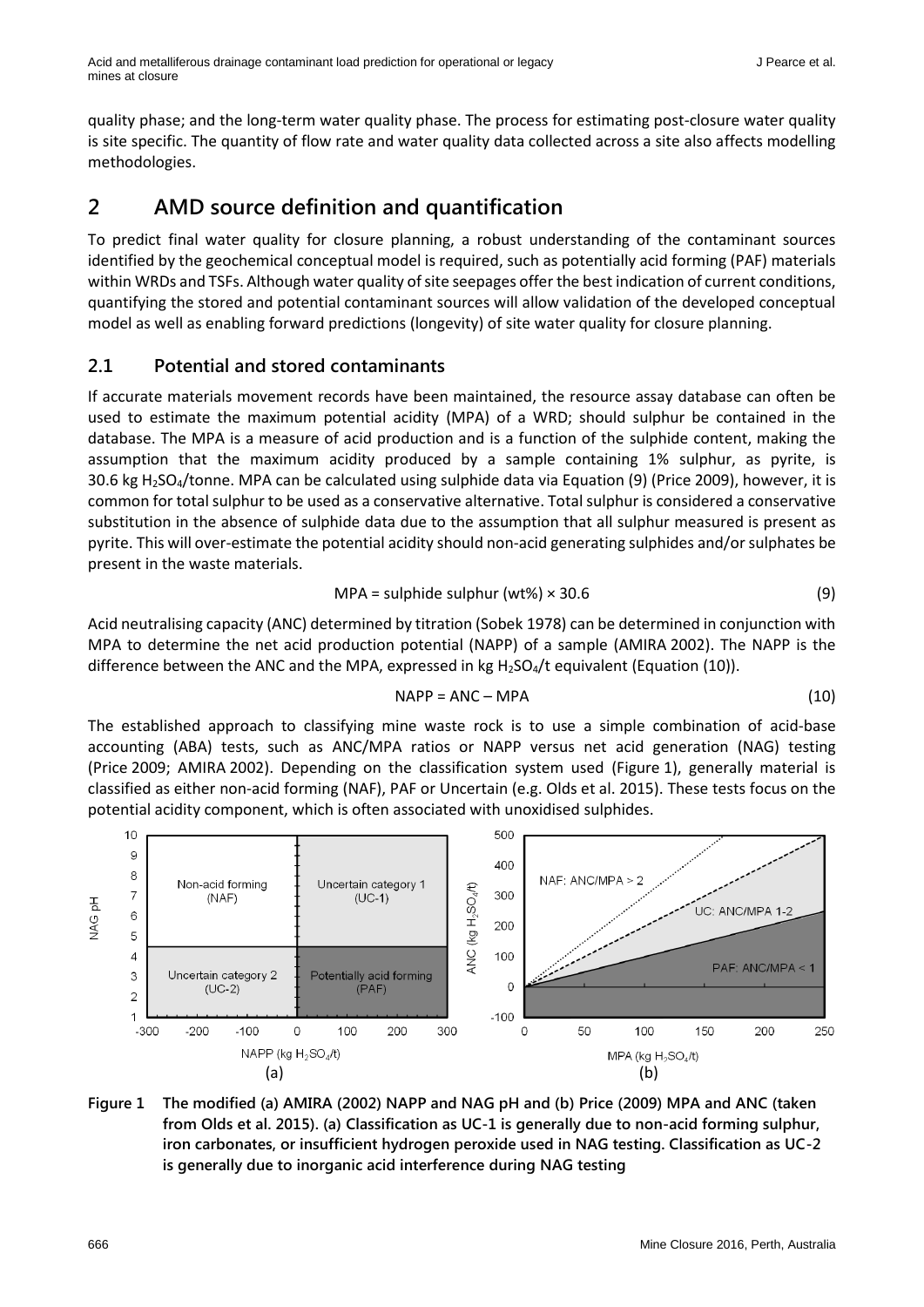quality phase; and the long-term water quality phase. The process for estimating post-closure water quality is site specific. The quantity of flow rate and water quality data collected across a site also affects modelling methodologies.

# 2 AMD source definition and quantification

To predict final water quality for closure planning, a robust understanding of the contaminant sources identified by the geochemical conceptual model is required, such as potentially acid forming (PAF) materials within WRDs and TSFs. Although water quality of site seepages offer the best indication of current conditions, quantifying the stored and potential contaminant sources will allow validation of the developed conceptual model as well as enabling forward predictions (longevity) of site water quality for closure planning.

## 2.1 Potential and stored contaminants

If accurate materials movement records have been maintained, the resource assay database can often be used to estimate the maximum potential acidity (MPA) of a WRD; should sulphur be contained in the database. The MPA is a measure of acid production and is a function of the sulphide content, making the assumption that the maximum acidity produced by a sample containing 1% sulphur, as pyrite, is 30.6 kg $H_2SO_4$/tonne. MPA can be calculated using sulphide data via Equation (9) (Price 2009), however, it is common for total sulphur to be used as a conservative alternative. Total sulphur is considered a conservative substitution in the absence of sulphide data due to the assumption that all sulphur measured is present as pyrite. This will over-estimate the potential acidity should non-acid generating sulphides and/or sulphates be present in the waste materials.

$$\text{MPA} = \text{sulphide sulphur (wt\%)} \times 30.6 \tag{9}$$

Acid neutralising capacity (ANC) determined by titration (Sobek 1978) can be determined in conjunction with MPA to determine the net acid production potential (NAPP) of a sample (AMIRA 2002). The NAPP is the difference between the ANC and the MPA, expressed in kg $H_2SO_4$/t equivalent (Equation (10)).

$$\text{NAPP} = \text{ANC} - \text{MPA} \tag{10}$$

The established approach to classifying mine waste rock is to use a simple combination of acid-base accounting (ABA) tests, such as ANC/MPA ratios or NAPP versus net acid generation (NAG) testing (Price 2009; AMIRA 2002). Depending on the classification system used (Figure 1), generally material is classified as either non-acid forming (NAF), PAF or Uncertain (e.g. Olds et al. 2015). These tests focus on the potential acidity component, which is often associated with unoxidised sulphides.

**Figure 1 The modified (a) AMIRA (2002) NAPP and NAG pH and (b) Price (2009) MPA and ANC (taken from Olds et al. 2015). (a) Classification as UC-1 is generally due to non-acid forming sulphur, iron carbonates, or insufficient hydrogen peroxide used in NAG testing. Classification as UC-2 is generally due to inorganic acid interference during NAG testing**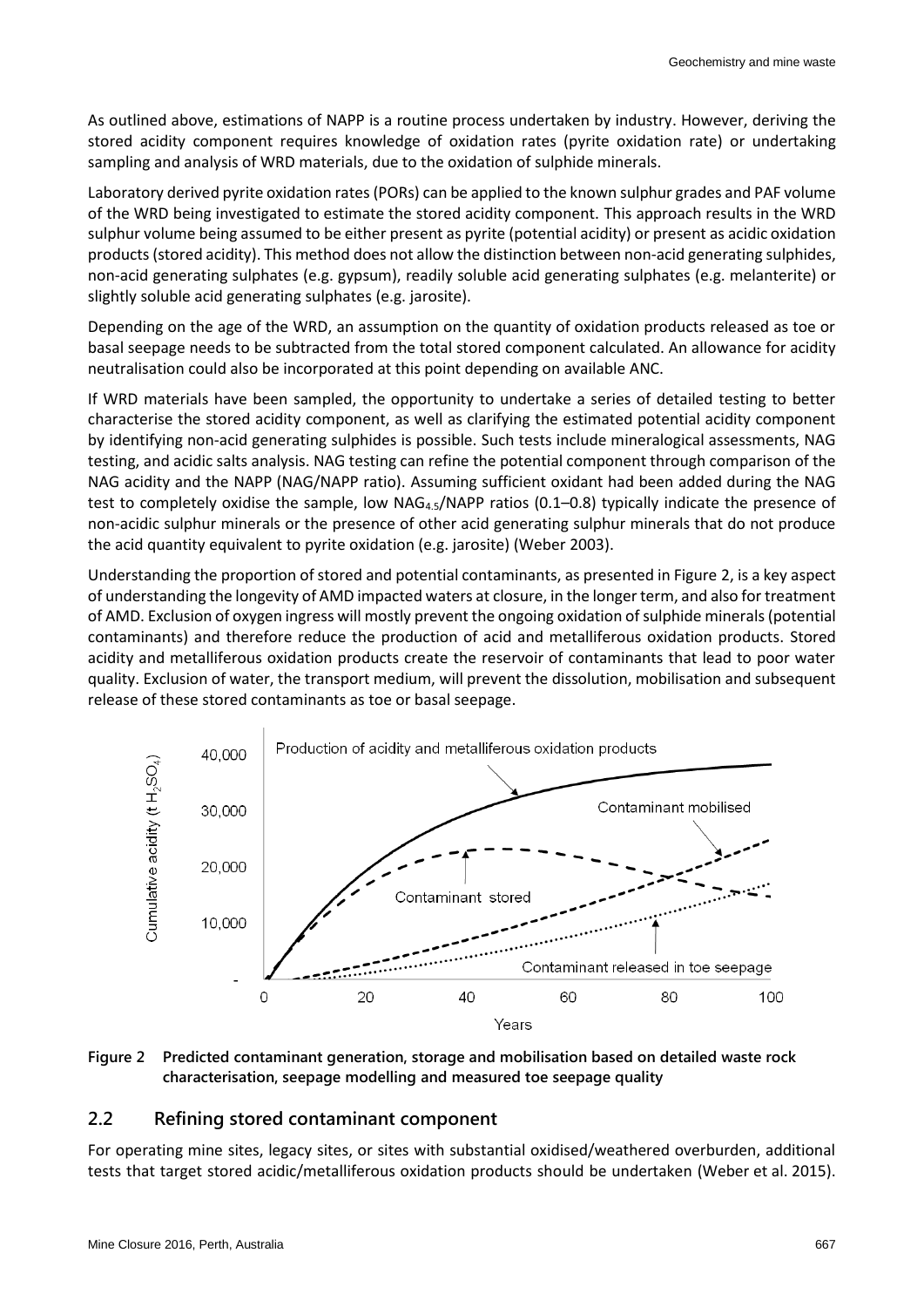As outlined above, estimations of NAPP is a routine process undertaken by industry. However, deriving the stored acidity component requires knowledge of oxidation rates (pyrite oxidation rate) or undertaking sampling and analysis of WRD materials, due to the oxidation of sulphide minerals.

Laboratory derived pyrite oxidation rates (PORs) can be applied to the known sulphur grades and PAF volume of the WRD being investigated to estimate the stored acidity component. This approach results in the WRD sulphur volume being assumed to be either present as pyrite (potential acidity) or present as acidic oxidation products (stored acidity). This method does not allow the distinction between non-acid generating sulphides, non-acid generating sulphates (e.g. gypsum), readily soluble acid generating sulphates (e.g. melanterite) or slightly soluble acid generating sulphates (e.g. jarosite).

Depending on the age of the WRD, an assumption on the quantity of oxidation products released as toe or basal seepage needs to be subtracted from the total stored component calculated. An allowance for acidity neutralisation could also be incorporated at this point depending on available ANC.

If WRD materials have been sampled, the opportunity to undertake a series of detailed testing to better characterise the stored acidity component, as well as clarifying the estimated potential acidity component by identifying non-acid generating sulphides is possible. Such tests include mineralogical assessments, NAG testing, and acidic salts analysis. NAG testing can refine the potential component through comparison of the NAG acidity and the NAPP (NAG/NAPP ratio). Assuming sufficient oxidant had been added during the NAG test to completely oxidise the sample, low $NAG_{4.5}$/NAPP ratios (0.1–0.8) typically indicate the presence of non-acidic sulphur minerals or the presence of other acid generating sulphur minerals that do not produce the acid quantity equivalent to pyrite oxidation (e.g. jarosite) (Weber 2003).

Understanding the proportion of stored and potential contaminants, as presented in Figure 2, is a key aspect of understanding the longevity of AMD impacted waters at closure, in the longer term, and also for treatment of AMD. Exclusion of oxygen ingress will mostly prevent the ongoing oxidation of sulphide minerals (potential contaminants) and therefore reduce the production of acid and metalliferous oxidation products. Stored acidity and metalliferous oxidation products create the reservoir of contaminants that lead to poor water quality. Exclusion of water, the transport medium, will prevent the dissolution, mobilisation and subsequent release of these stored contaminants as toe or basal seepage.

**Figure 2 Predicted contaminant generation, storage and mobilisation based on detailed waste rock characterisation, seepage modelling and measured toe seepage quality**

## 2.2 Refining stored contaminant component

For operating mine sites, legacy sites, or sites with substantial oxidised/weathered overburden, additional tests that target stored acidic/metalliferous oxidation products should be undertaken (Weber et al. 2015).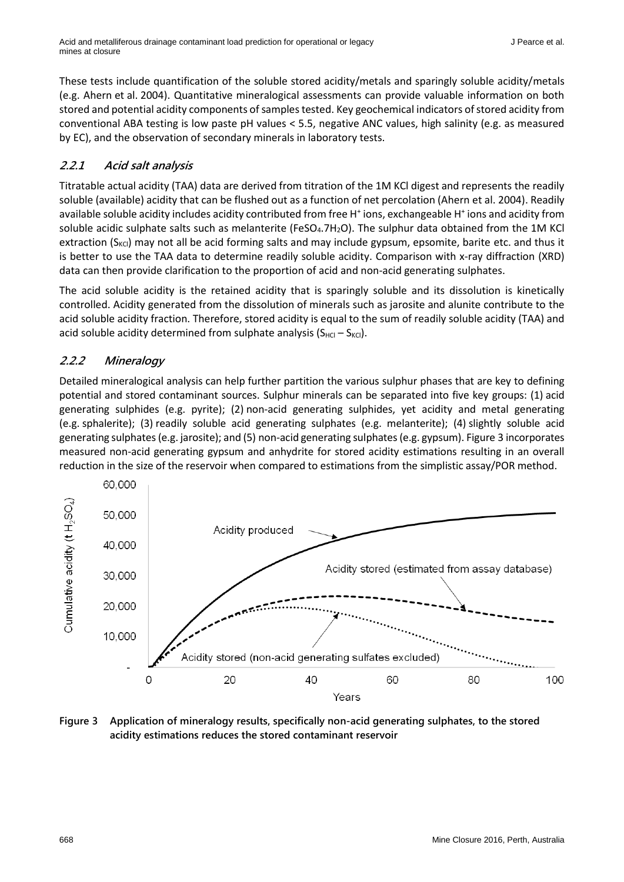These tests include quantification of the soluble stored acidity/metals and sparingly soluble acidity/metals (e.g. Ahern et al. 2004). Quantitative mineralogical assessments can provide valuable information on both stored and potential acidity components of samples tested. Key geochemical indicators of stored acidity from conventional ABA testing is low paste pH values < 5.5, negative ANC values, high salinity (e.g. as measured by EC), and the observation of secondary minerals in laboratory tests.

### *2.2.1 Acid salt analysis*

Titratable actual acidity (TAA) data are derived from titration of the 1M KCl digest and represents the readily soluble (available) acidity that can be flushed out as a function of net percolation (Ahern et al. 2004). Readily available soluble acidity includes acidity contributed from free $H^+$ ions, exchangeable $H^+$ ions and acidity from soluble acidic sulphate salts such as melanterite ($FeSO_4.7H_2O$). The sulphur data obtained from the 1M KCl extraction ($S_{KCl}$) may not all be acid forming salts and may include gypsum, epsomite, barite etc. and thus it is better to use the TAA data to determine readily soluble acidity. Comparison with x-ray diffraction (XRD) data can then provide clarification to the proportion of acid and non-acid generating sulphates.

The acid soluble acidity is the retained acidity that is sparingly soluble and its dissolution is kinetically controlled. Acidity generated from the dissolution of minerals such as jarosite and alunite contribute to the acid soluble acidity fraction. Therefore, stored acidity is equal to the sum of readily soluble acidity (TAA) and acid soluble acidity determined from sulphate analysis ($S_{HCl} – S_{KCl}$).

### *2.2.2 Mineralogy*

Detailed mineralogical analysis can help further partition the various sulphur phases that are key to defining potential and stored contaminant sources. Sulphur minerals can be separated into five key groups: (1) acid generating sulphides (e.g. pyrite); (2) non-acid generating sulphides, yet acidity and metal generating (e.g. sphalerite); (3) readily soluble acid generating sulphates (e.g. melanterite); (4) slightly soluble acid generating sulphates (e.g. jarosite); and (5) non-acid generating sulphates (e.g. gypsum). Figure 3 incorporates measured non-acid generating gypsum and anhydrite for stored acidity estimations resulting in an overall reduction in the size of the reservoir when compared to estimations from the simplistic assay/POR method.

**Figure 3 Application of mineralogy results, specifically non-acid generating sulphates, to the stored acidity estimations reduces the stored contaminant reservoir**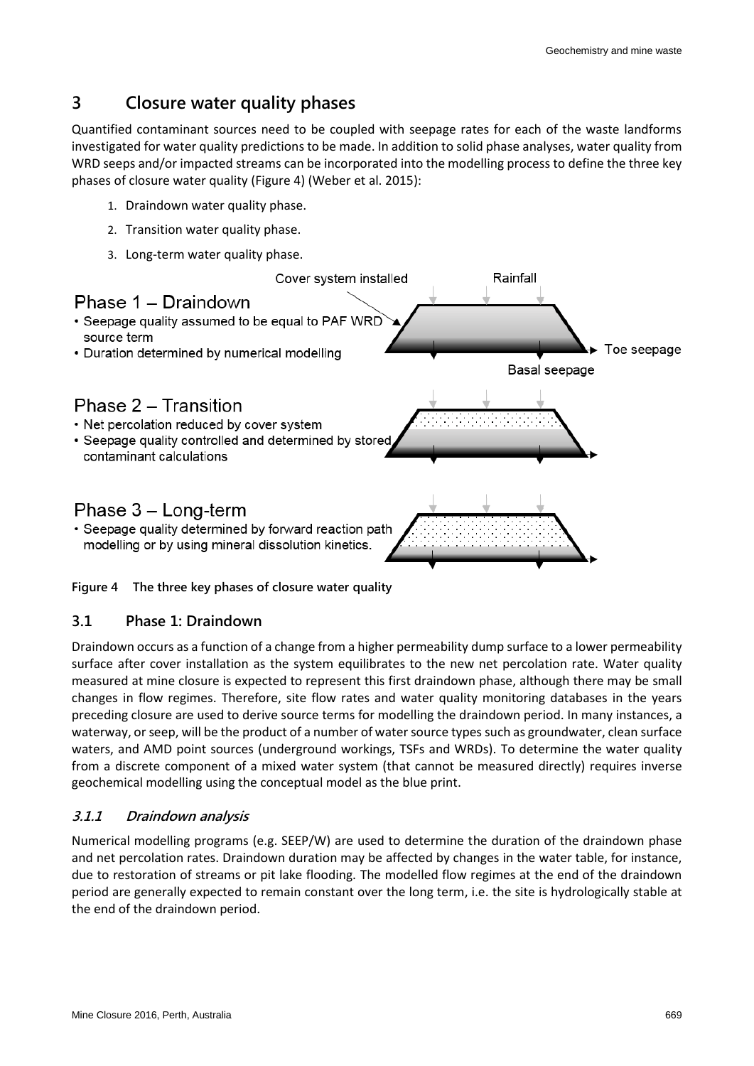# 3 Closure water quality phases

Quantified contaminant sources need to be coupled with seepage rates for each of the waste landforms investigated for water quality predictions to be made. In addition to solid phase analyses, water quality from WRD seeps and/or impacted streams can be incorporated into the modelling process to define the three key phases of closure water quality (Figure 4) (Weber et al. 2015):

1. Draindown water quality phase.
2. Transition water quality phase.
3. Long-term water quality phase.

Phase 1 – Draindown
- Seepage quality assumed to be equal to PAF WRD source term
- Duration determined by numerical modelling

Phase 2 – Transition
- Net percolation reduced by cover system
- Seepage quality controlled and determined by stored contaminant calculations

Phase 3 – Long-term
- Seepage quality determined by forward reaction path modelling or by using mineral dissolution kinetics.

**Figure 4 The three key phases of closure water quality**

## 3.1 Phase 1: Draindown

Draindown occurs as a function of a change from a higher permeability dump surface to a lower permeability surface after cover installation as the system equilibrates to the new net percolation rate. Water quality measured at mine closure is expected to represent this first draindown phase, although there may be small changes in flow regimes. Therefore, site flow rates and water quality monitoring databases in the years preceding closure are used to derive source terms for modelling the draindown period. In many instances, a waterway, or seep, will be the product of a number of water source types such as groundwater, clean surface waters, and AMD point sources (underground workings, TSFs and WRDs). To determine the water quality from a discrete component of a mixed water system (that cannot be measured directly) requires inverse geochemical modelling using the conceptual model as the blue print.

### *3.1.1 Draindown analysis*

Numerical modelling programs (e.g. SEEP/W) are used to determine the duration of the draindown phase and net percolation rates. Draindown duration may be affected by changes in the water table, for instance, due to restoration of streams or pit lake flooding. The modelled flow regimes at the end of the draindown period are generally expected to remain constant over the long term, i.e. the site is hydrologically stable at the end of the draindown period.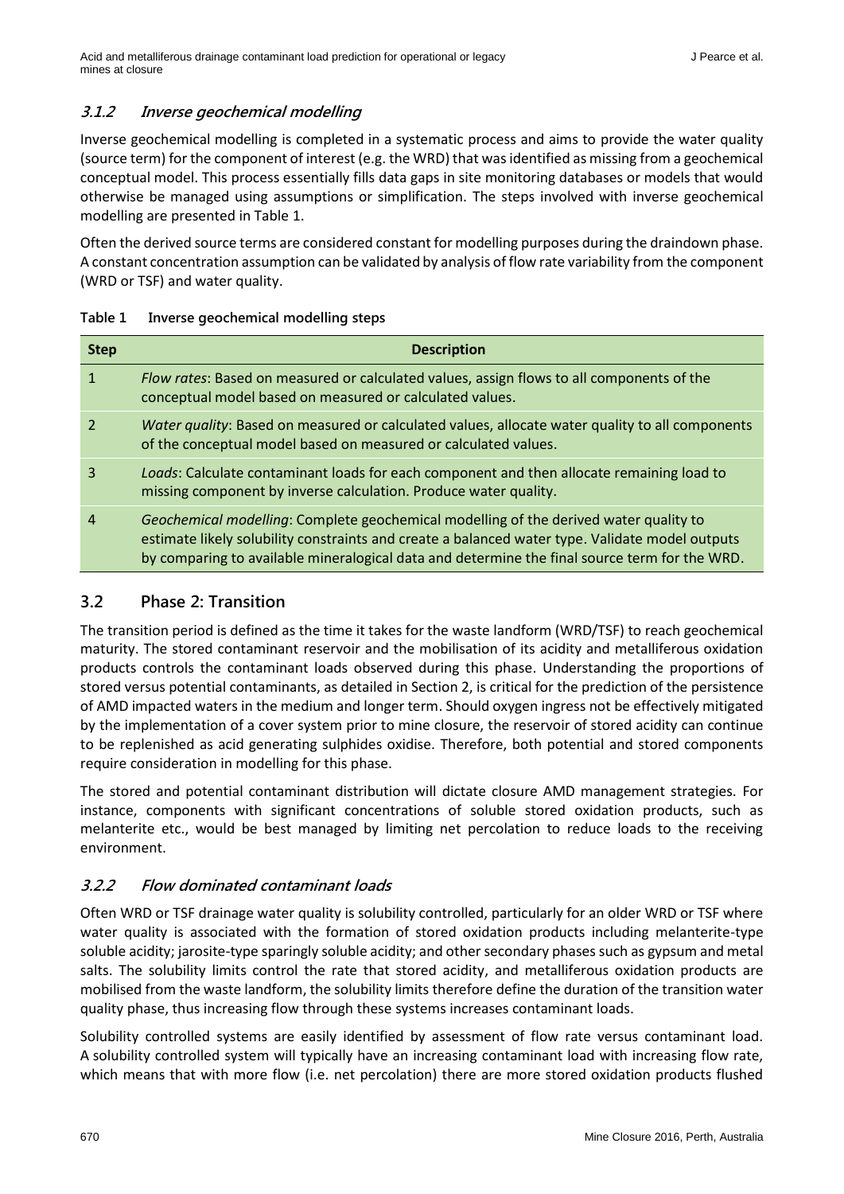### 3.1.2 *Inverse geochemical modelling*

Inverse geochemical modelling is completed in a systematic process and aims to provide the water quality (source term) for the component of interest (e.g. the WRD) that was identified as missing from a geochemical conceptual model. This process essentially fills data gaps in site monitoring databases or models that would otherwise be managed using assumptions or simplification. The steps involved with inverse geochemical modelling are presented in Table 1.

Often the derived source terms are considered constant for modelling purposes during the draindown phase. A constant concentration assumption can be validated by analysis of flow rate variability from the component (WRD or TSF) and water quality.

**Table 1 Inverse geochemical modelling steps**

| Step | Description |
|---|---|
| 1 | *Flow rates*: Based on measured or calculated values, assign flows to all components of the conceptual model based on measured or calculated values. |
| 2 | *Water quality*: Based on measured or calculated values, allocate water quality to all components of the conceptual model based on measured or calculated values. |
| 3 | *Loads*: Calculate contaminant loads for each component and then allocate remaining load to missing component by inverse calculation. Produce water quality. |
| 4 | *Geochemical modelling*: Complete geochemical modelling of the derived water quality to estimate likely solubility constraints and create a balanced water type. Validate model outputs by comparing to available mineralogical data and determine the final source term for the WRD. |

## 3.2 Phase 2: Transition

The transition period is defined as the time it takes for the waste landform (WRD/TSF) to reach geochemical maturity. The stored contaminant reservoir and the mobilisation of its acidity and metalliferous oxidation products controls the contaminant loads observed during this phase. Understanding the proportions of stored versus potential contaminants, as detailed in Section 2, is critical for the prediction of the persistence of AMD impacted waters in the medium and longer term. Should oxygen ingress not be effectively mitigated by the implementation of a cover system prior to mine closure, the reservoir of stored acidity can continue to be replenished as acid generating sulphides oxidise. Therefore, both potential and stored components require consideration in modelling for this phase.

The stored and potential contaminant distribution will dictate closure AMD management strategies. For instance, components with significant concentrations of soluble stored oxidation products, such as melanterite etc., would be best managed by limiting net percolation to reduce loads to the receiving environment.

### 3.2.2 *Flow dominated contaminant loads*

Often WRD or TSF drainage water quality is solubility controlled, particularly for an older WRD or TSF where water quality is associated with the formation of stored oxidation products including melanterite-type soluble acidity; jarosite-type sparingly soluble acidity; and other secondary phases such as gypsum and metal salts. The solubility limits control the rate that stored acidity, and metalliferous oxidation products are mobilised from the waste landform, the solubility limits therefore define the duration of the transition water quality phase, thus increasing flow through these systems increases contaminant loads.

Solubility controlled systems are easily identified by assessment of flow rate versus contaminant load. A solubility controlled system will typically have an increasing contaminant load with increasing flow rate, which means that with more flow (i.e. net percolation) there are more stored oxidation products flushed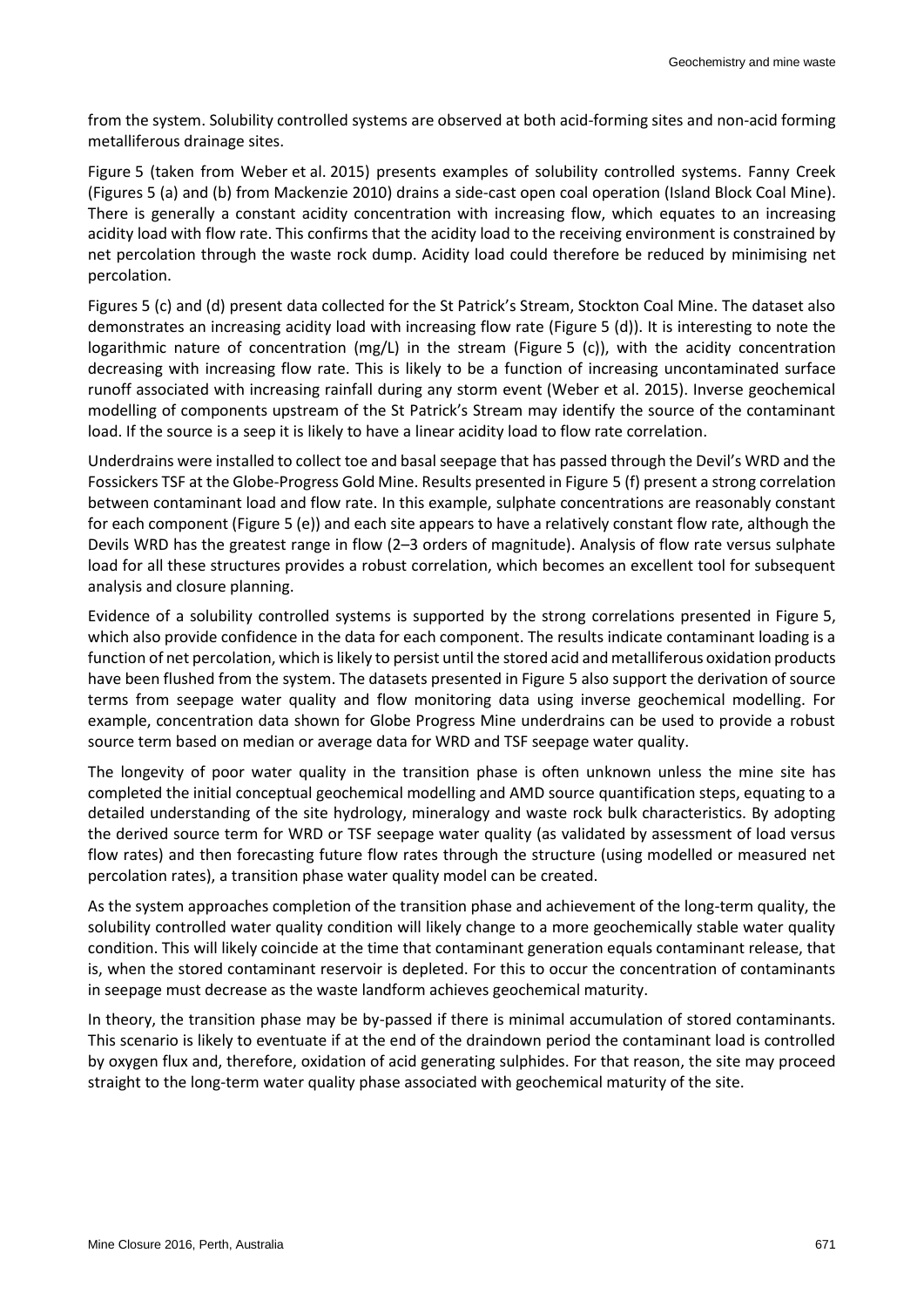from the system. Solubility controlled systems are observed at both acid-forming sites and non-acid forming metalliferous drainage sites.

Figure 5 (taken from Weber et al. 2015) presents examples of solubility controlled systems. Fanny Creek (Figures 5 (a) and (b) from Mackenzie 2010) drains a side-cast open coal operation (Island Block Coal Mine). There is generally a constant acidity concentration with increasing flow, which equates to an increasing acidity load with flow rate. This confirms that the acidity load to the receiving environment is constrained by net percolation through the waste rock dump. Acidity load could therefore be reduced by minimising net percolation.

Figures 5 (c) and (d) present data collected for the St Patrick's Stream, Stockton Coal Mine. The dataset also demonstrates an increasing acidity load with increasing flow rate (Figure 5 (d)). It is interesting to note the logarithmic nature of concentration (mg/L) in the stream (Figure 5 (c)), with the acidity concentration decreasing with increasing flow rate. This is likely to be a function of increasing uncontaminated surface runoff associated with increasing rainfall during any storm event (Weber et al. 2015). Inverse geochemical modelling of components upstream of the St Patrick's Stream may identify the source of the contaminant load. If the source is a seep it is likely to have a linear acidity load to flow rate correlation.

Underdrains were installed to collect toe and basal seepage that has passed through the Devil's WRD and the Fossickers TSF at the Globe-Progress Gold Mine. Results presented in Figure 5 (f) present a strong correlation between contaminant load and flow rate. In this example, sulphate concentrations are reasonably constant for each component (Figure 5 (e)) and each site appears to have a relatively constant flow rate, although the Devils WRD has the greatest range in flow (2–3 orders of magnitude). Analysis of flow rate versus sulphate load for all these structures provides a robust correlation, which becomes an excellent tool for subsequent analysis and closure planning.

Evidence of a solubility controlled systems is supported by the strong correlations presented in Figure 5, which also provide confidence in the data for each component. The results indicate contaminant loading is a function of net percolation, which is likely to persist until the stored acid and metalliferous oxidation products have been flushed from the system. The datasets presented in Figure 5 also support the derivation of source terms from seepage water quality and flow monitoring data using inverse geochemical modelling. For example, concentration data shown for Globe Progress Mine underdrains can be used to provide a robust source term based on median or average data for WRD and TSF seepage water quality.

The longevity of poor water quality in the transition phase is often unknown unless the mine site has completed the initial conceptual geochemical modelling and AMD source quantification steps, equating to a detailed understanding of the site hydrology, mineralogy and waste rock bulk characteristics. By adopting the derived source term for WRD or TSF seepage water quality (as validated by assessment of load versus flow rates) and then forecasting future flow rates through the structure (using modelled or measured net percolation rates), a transition phase water quality model can be created.

As the system approaches completion of the transition phase and achievement of the long-term quality, the solubility controlled water quality condition will likely change to a more geochemically stable water quality condition. This will likely coincide at the time that contaminant generation equals contaminant release, that is, when the stored contaminant reservoir is depleted. For this to occur the concentration of contaminants in seepage must decrease as the waste landform achieves geochemical maturity.

In theory, the transition phase may be by-passed if there is minimal accumulation of stored contaminants. This scenario is likely to eventuate if at the end of the draindown period the contaminant load is controlled by oxygen flux and, therefore, oxidation of acid generating sulphides. For that reason, the site may proceed straight to the long-term water quality phase associated with geochemical maturity of the site.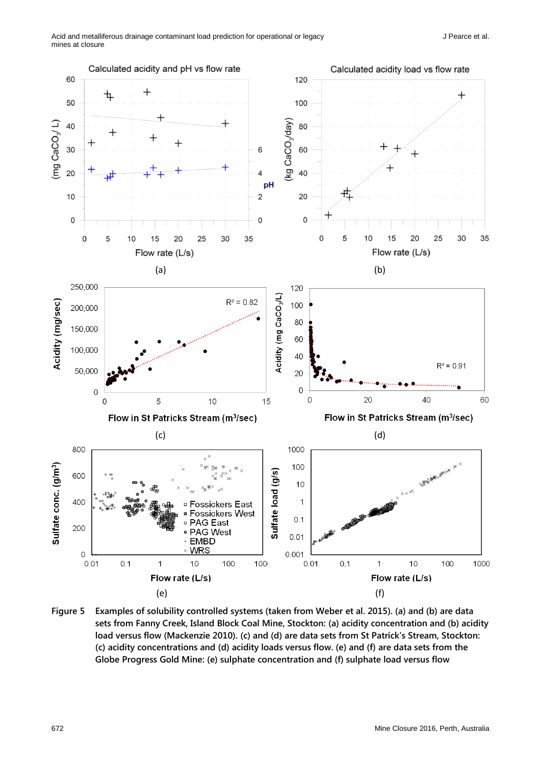Figure 5 Examples of solubility controlled systems (taken from Weber et al. 2015). (a) and (b) are data sets from Fanny Creek, Island Block Coal Mine, Stockton: (a) acidity concentration and (b) acidity load versus flow (Mackenzie 2010). (c) and (d) are data sets from St Patrick's Stream, Stockton: (c) acidity concentrations and (d) acidity loads versus flow. (e) and (f) are data sets from the Globe Progress Gold Mine: (e) sulphate concentration and (f) sulphate load versus flow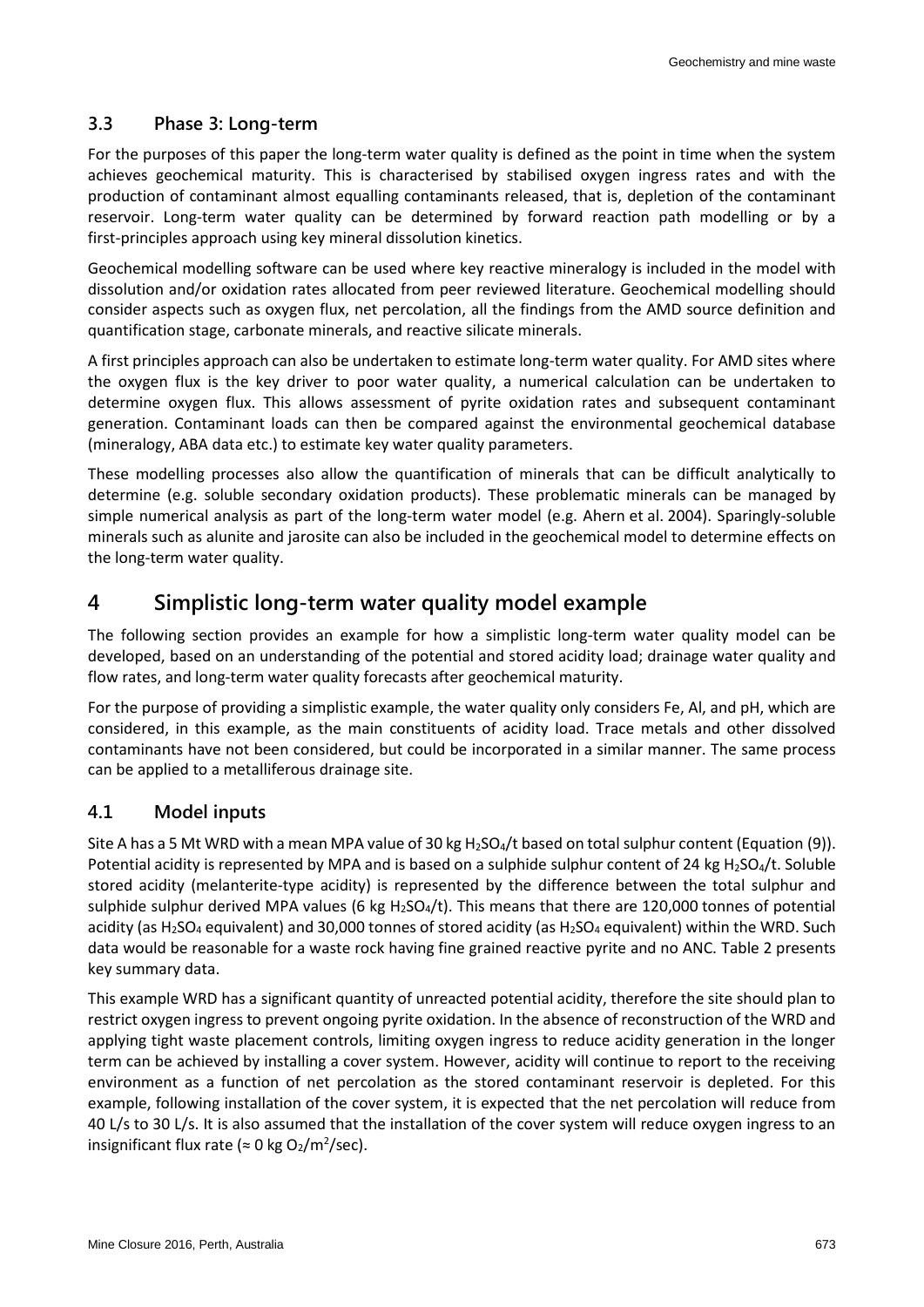### 3.3 Phase 3: Long-term

For the purposes of this paper the long-term water quality is defined as the point in time when the system achieves geochemical maturity. This is characterised by stabilised oxygen ingress rates and with the production of contaminant almost equalling contaminants released, that is, depletion of the contaminant reservoir. Long-term water quality can be determined by forward reaction path modelling or by a first-principles approach using key mineral dissolution kinetics.

Geochemical modelling software can be used where key reactive mineralogy is included in the model with dissolution and/or oxidation rates allocated from peer reviewed literature. Geochemical modelling should consider aspects such as oxygen flux, net percolation, all the findings from the AMD source definition and quantification stage, carbonate minerals, and reactive silicate minerals.

A first principles approach can also be undertaken to estimate long-term water quality. For AMD sites where the oxygen flux is the key driver to poor water quality, a numerical calculation can be undertaken to determine oxygen flux. This allows assessment of pyrite oxidation rates and subsequent contaminant generation. Contaminant loads can then be compared against the environmental geochemical database (mineralogy, ABA data etc.) to estimate key water quality parameters.

These modelling processes also allow the quantification of minerals that can be difficult analytically to determine (e.g. soluble secondary oxidation products). These problematic minerals can be managed by simple numerical analysis as part of the long-term water model (e.g. Ahern et al. 2004). Sparingly-soluble minerals such as alunite and jarosite can also be included in the geochemical model to determine effects on the long-term water quality.

## 4 Simplistic long-term water quality model example

The following section provides an example for how a simplistic long-term water quality model can be developed, based on an understanding of the potential and stored acidity load; drainage water quality and flow rates, and long-term water quality forecasts after geochemical maturity.

For the purpose of providing a simplistic example, the water quality only considers Fe, Al, and pH, which are considered, in this example, as the main constituents of acidity load. Trace metals and other dissolved contaminants have not been considered, but could be incorporated in a similar manner. The same process can be applied to a metalliferous drainage site.

### 4.1 Model inputs

Site A has a 5 Mt WRD with a mean MPA value of 30 kg $H_2SO_4$/t based on total sulphur content (Equation (9)). Potential acidity is represented by MPA and is based on a sulphide sulphur content of 24 kg $H_2SO_4$/t. Soluble stored acidity (melanterite-type acidity) is represented by the difference between the total sulphur and sulphide sulphur derived MPA values (6 kg $H_2SO_4$/t). This means that there are 120,000 tonnes of potential acidity (as $H_2SO_4$ equivalent) and 30,000 tonnes of stored acidity (as $H_2SO_4$ equivalent) within the WRD. Such data would be reasonable for a waste rock having fine grained reactive pyrite and no ANC. Table 2 presents key summary data.

This example WRD has a significant quantity of unreacted potential acidity, therefore the site should plan to restrict oxygen ingress to prevent ongoing pyrite oxidation. In the absence of reconstruction of the WRD and applying tight waste placement controls, limiting oxygen ingress to reduce acidity generation in the longer term can be achieved by installing a cover system. However, acidity will continue to report to the receiving environment as a function of net percolation as the stored contaminant reservoir is depleted. For this example, following installation of the cover system, it is expected that the net percolation will reduce from 40 L/s to 30 L/s. It is also assumed that the installation of the cover system will reduce oxygen ingress to an insignificant flux rate (≈ 0 kg $O_2/m^2$/sec).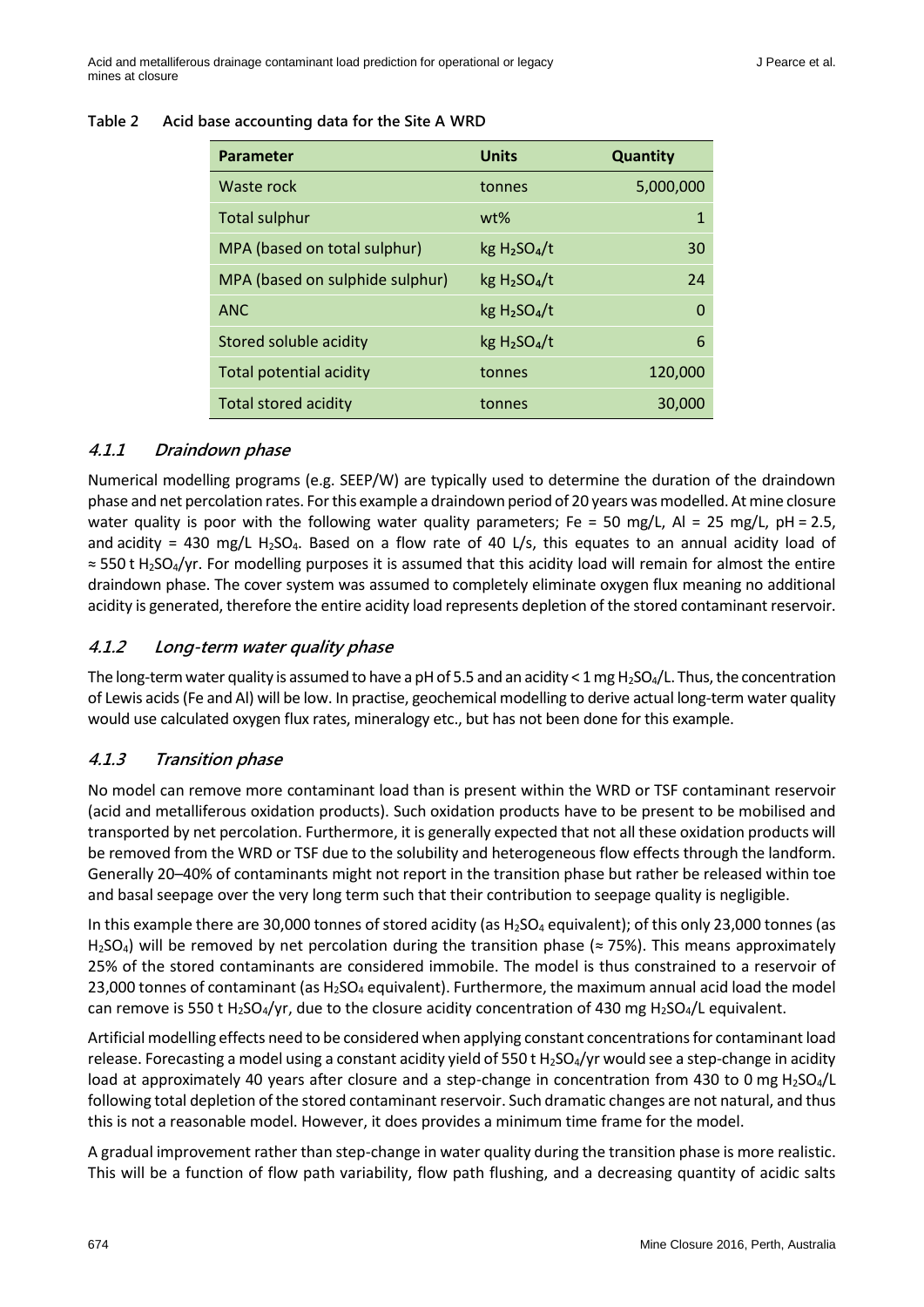**Table 2 Acid base accounting data for the Site A WRD**

| Parameter | Units | Quantity |
|---|---|---|
| Waste rock | tonnes | 5,000,000 |
| Total sulphur | wt% | 1 |
| MPA (based on total sulphur) | kg $H_2SO_4$/t | 30 |
| MPA (based on sulphide sulphur) | kg $H_2SO_4$/t | 24 |
| ANC | kg $H_2SO_4$/t | 0 |
| Stored soluble acidity | kg $H_2SO_4$/t | 6 |
| Total potential acidity | tonnes | 120,000 |
| Total stored acidity | tonnes | 30,000 |

### *4.1.1 Draindown phase*

Numerical modelling programs (e.g. SEEP/W) are typically used to determine the duration of the draindown phase and net percolation rates. For this example a draindown period of 20 years was modelled. At mine closure water quality is poor with the following water quality parameters; Fe = 50 mg/L, Al = 25 mg/L, pH = 2.5, and acidity = 430 mg/L $H_2SO_4$. Based on a flow rate of 40 L/s, this equates to an annual acidity load of ≈ 550 t $H_2SO_4$/yr. For modelling purposes it is assumed that this acidity load will remain for almost the entire draindown phase. The cover system was assumed to completely eliminate oxygen flux meaning no additional acidity is generated, therefore the entire acidity load represents depletion of the stored contaminant reservoir.

### *4.1.2 Long-term water quality phase*

The long-term water quality is assumed to have a pH of 5.5 and an acidity < 1 mg $H_2SO_4$/L. Thus, the concentration of Lewis acids (Fe and Al) will be low. In practise, geochemical modelling to derive actual long-term water quality would use calculated oxygen flux rates, mineralogy etc., but has not been done for this example.

### *4.1.3 Transition phase*

No model can remove more contaminant load than is present within the WRD or TSF contaminant reservoir (acid and metalliferous oxidation products). Such oxidation products have to be present to be mobilised and transported by net percolation. Furthermore, it is generally expected that not all these oxidation products will be removed from the WRD or TSF due to the solubility and heterogeneous flow effects through the landform. Generally 20–40% of contaminants might not report in the transition phase but rather be released within toe and basal seepage over the very long term such that their contribution to seepage quality is negligible.

In this example there are 30,000 tonnes of stored acidity (as $H_2SO_4$ equivalent); of this only 23,000 tonnes (as $H_2SO_4$) will be removed by net percolation during the transition phase (≈ 75%). This means approximately 25% of the stored contaminants are considered immobile. The model is thus constrained to a reservoir of 23,000 tonnes of contaminant (as $H_2SO_4$ equivalent). Furthermore, the maximum annual acid load the model can remove is 550 t $H_2SO_4$/yr, due to the closure acidity concentration of 430 mg $H_2SO_4$/L equivalent.

Artificial modelling effects need to be considered when applying constant concentrations for contaminant load release. Forecasting a model using a constant acidity yield of 550 t $H_2SO_4$/yr would see a step-change in acidity load at approximately 40 years after closure and a step-change in concentration from 430 to 0 mg $H_2SO_4$/L following total depletion of the stored contaminant reservoir. Such dramatic changes are not natural, and thus this is not a reasonable model. However, it does provides a minimum time frame for the model.

A gradual improvement rather than step-change in water quality during the transition phase is more realistic. This will be a function of flow path variability, flow path flushing, and a decreasing quantity of acidic salts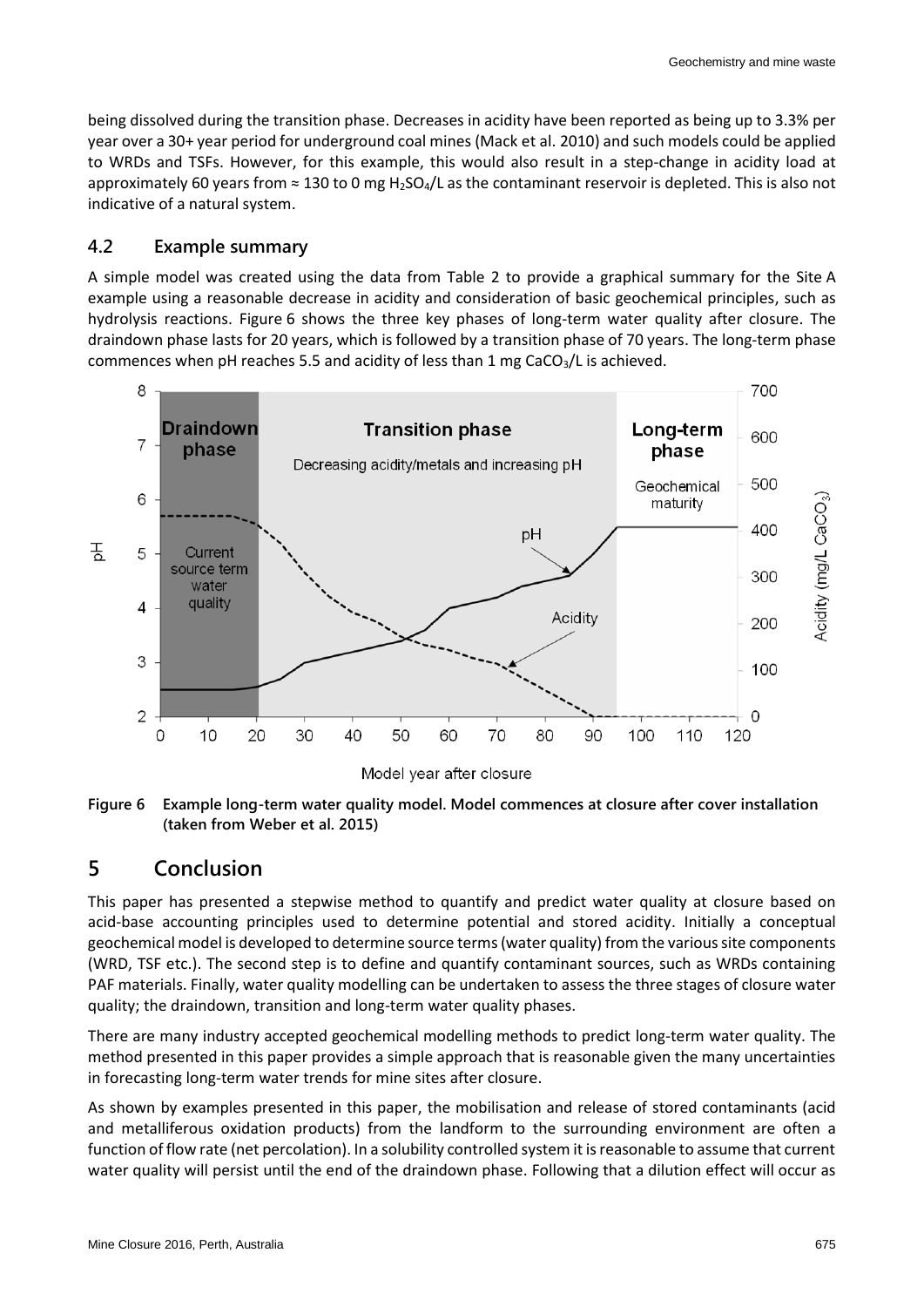being dissolved during the transition phase. Decreases in acidity have been reported as being up to 3.3% per year over a 30+ year period for underground coal mines (Mack et al. 2010) and such models could be applied to WRDs and TSFs. However, for this example, this would also result in a step-change in acidity load at approximately 60 years from ≈ 130 to 0 mg $H_2SO_4$/L as the contaminant reservoir is depleted. This is also not indicative of a natural system.

### 4.2 Example summary

A simple model was created using the data from Table 2 to provide a graphical summary for the Site A example using a reasonable decrease in acidity and consideration of basic geochemical principles, such as hydrolysis reactions. Figure 6 shows the three key phases of long-term water quality after closure. The draindown phase lasts for 20 years, which is followed by a transition phase of 70 years. The long-term phase commences when pH reaches 5.5 and acidity of less than 1 mg $CaCO_3$/L is achieved.

**Figure 6 Example long-term water quality model. Model commences at closure after cover installation (taken from Weber et al. 2015)**

## 5 Conclusion

This paper has presented a stepwise method to quantify and predict water quality at closure based on acid-base accounting principles used to determine potential and stored acidity. Initially a conceptual geochemical model is developed to determine source terms (water quality) from the various site components (WRD, TSF etc.). The second step is to define and quantify contaminant sources, such as WRDs containing PAF materials. Finally, water quality modelling can be undertaken to assess the three stages of closure water quality; the draindown, transition and long-term water quality phases.

There are many industry accepted geochemical modelling methods to predict long-term water quality. The method presented in this paper provides a simple approach that is reasonable given the many uncertainties in forecasting long-term water trends for mine sites after closure.

As shown by examples presented in this paper, the mobilisation and release of stored contaminants (acid and metalliferous oxidation products) from the landform to the surrounding environment are often a function of flow rate (net percolation). In a solubility controlled system it is reasonable to assume that current water quality will persist until the end of the draindown phase. Following that a dilution effect will occur as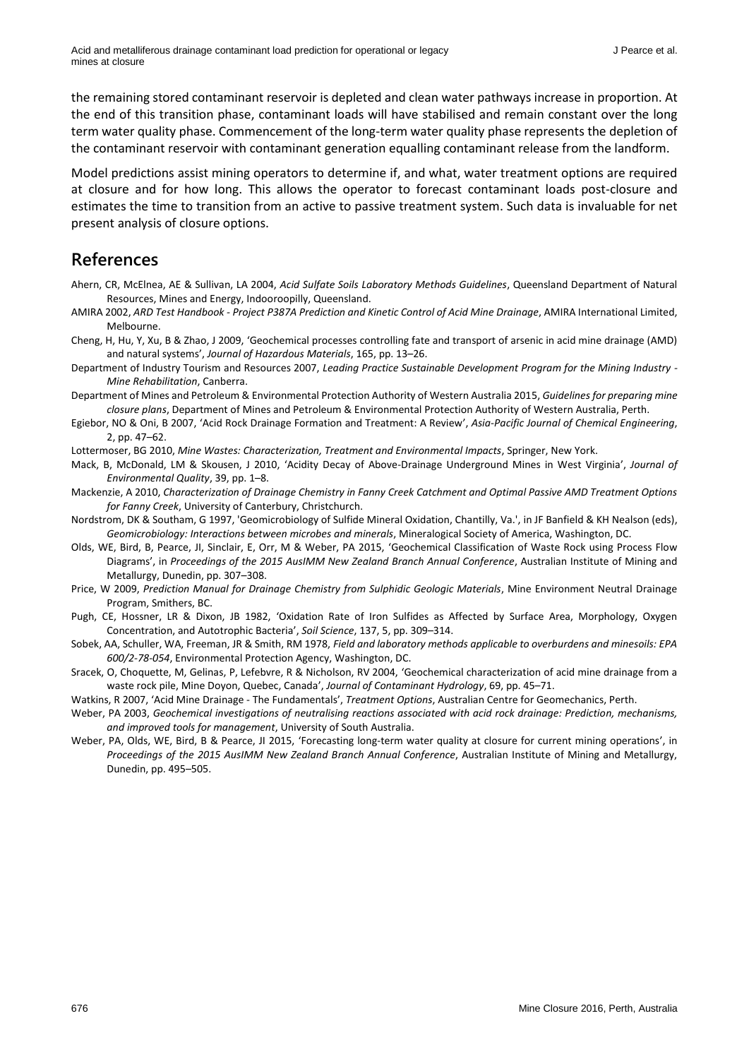the remaining stored contaminant reservoir is depleted and clean water pathways increase in proportion. At the end of this transition phase, contaminant loads will have stabilised and remain constant over the long term water quality phase. Commencement of the long-term water quality phase represents the depletion of the contaminant reservoir with contaminant generation equalling contaminant release from the landform.

Model predictions assist mining operators to determine if, and what, water treatment options are required at closure and for how long. This allows the operator to forecast contaminant loads post-closure and estimates the time to transition from an active to passive treatment system. Such data is invaluable for net present analysis of closure options.

## References

Ahern, CR, McElnea, AE & Sullivan, LA 2004, *Acid Sulfate Soils Laboratory Methods Guidelines*, Queensland Department of Natural Resources, Mines and Energy, Indooroopilly, Queensland.

AMIRA 2002, *ARD Test Handbook - Project P387A Prediction and Kinetic Control of Acid Mine Drainage*, AMIRA International Limited, Melbourne.

Cheng, H, Hu, Y, Xu, B & Zhao, J 2009, 'Geochemical processes controlling fate and transport of arsenic in acid mine drainage (AMD) and natural systems', *Journal of Hazardous Materials*, 165, pp. 13–26.

Department of Industry Tourism and Resources 2007, *Leading Practice Sustainable Development Program for the Mining Industry - Mine Rehabilitation*, Canberra.

Department of Mines and Petroleum & Environmental Protection Authority of Western Australia 2015, *Guidelines for preparing mine closure plans*, Department of Mines and Petroleum & Environmental Protection Authority of Western Australia, Perth.

Egiebor, NO & Oni, B 2007, 'Acid Rock Drainage Formation and Treatment: A Review', *Asia-Pacific Journal of Chemical Engineering*, 2, pp. 47–62.

Lottermoser, BG 2010, *Mine Wastes: Characterization, Treatment and Environmental Impacts*, Springer, New York.

Mack, B, McDonald, LM & Skousen, J 2010, 'Acidity Decay of Above-Drainage Underground Mines in West Virginia', *Journal of Environmental Quality*, 39, pp. 1–8.

Mackenzie, A 2010, *Characterization of Drainage Chemistry in Fanny Creek Catchment and Optimal Passive AMD Treatment Options for Fanny Creek*, University of Canterbury, Christchurch.

Nordstrom, DK & Southam, G 1997, 'Geomicrobiology of Sulfide Mineral Oxidation, Chantilly, Va.', in JF Banfield & KH Nealson (eds), *Geomicrobiology: Interactions between microbes and minerals*, Mineralogical Society of America, Washington, DC.

Olds, WE, Bird, B, Pearce, JI, Sinclair, E, Orr, M & Weber, PA 2015, 'Geochemical Classification of Waste Rock using Process Flow Diagrams', in *Proceedings of the 2015 AusIMM New Zealand Branch Annual Conference*, Australian Institute of Mining and Metallurgy, Dunedin, pp. 307–308.

Price, W 2009, *Prediction Manual for Drainage Chemistry from Sulphidic Geologic Materials*, Mine Environment Neutral Drainage Program, Smithers, BC.

Pugh, CE, Hossner, LR & Dixon, JB 1982, 'Oxidation Rate of Iron Sulfides as Affected by Surface Area, Morphology, Oxygen Concentration, and Autotrophic Bacteria', *Soil Science*, 137, 5, pp. 309–314.

Sobek, AA, Schuller, WA, Freeman, JR & Smith, RM 1978, *Field and laboratory methods applicable to overburdens and minesoils: EPA 600/2-78-054*, Environmental Protection Agency, Washington, DC.

Sracek, O, Choquette, M, Gelinas, P, Lefebvre, R & Nicholson, RV 2004, 'Geochemical characterization of acid mine drainage from a waste rock pile, Mine Doyon, Quebec, Canada', *Journal of Contaminant Hydrology*, 69, pp. 45–71.

Watkins, R 2007, 'Acid Mine Drainage - The Fundamentals', *Treatment Options*, Australian Centre for Geomechanics, Perth.

Weber, PA 2003, *Geochemical investigations of neutralising reactions associated with acid rock drainage: Prediction, mechanisms, and improved tools for management*, University of South Australia.

Weber, PA, Olds, WE, Bird, B & Pearce, JI 2015, 'Forecasting long-term water quality at closure for current mining operations', in *Proceedings of the 2015 AusIMM New Zealand Branch Annual Conference*, Australian Institute of Mining and Metallurgy, Dunedin, pp. 495–505.